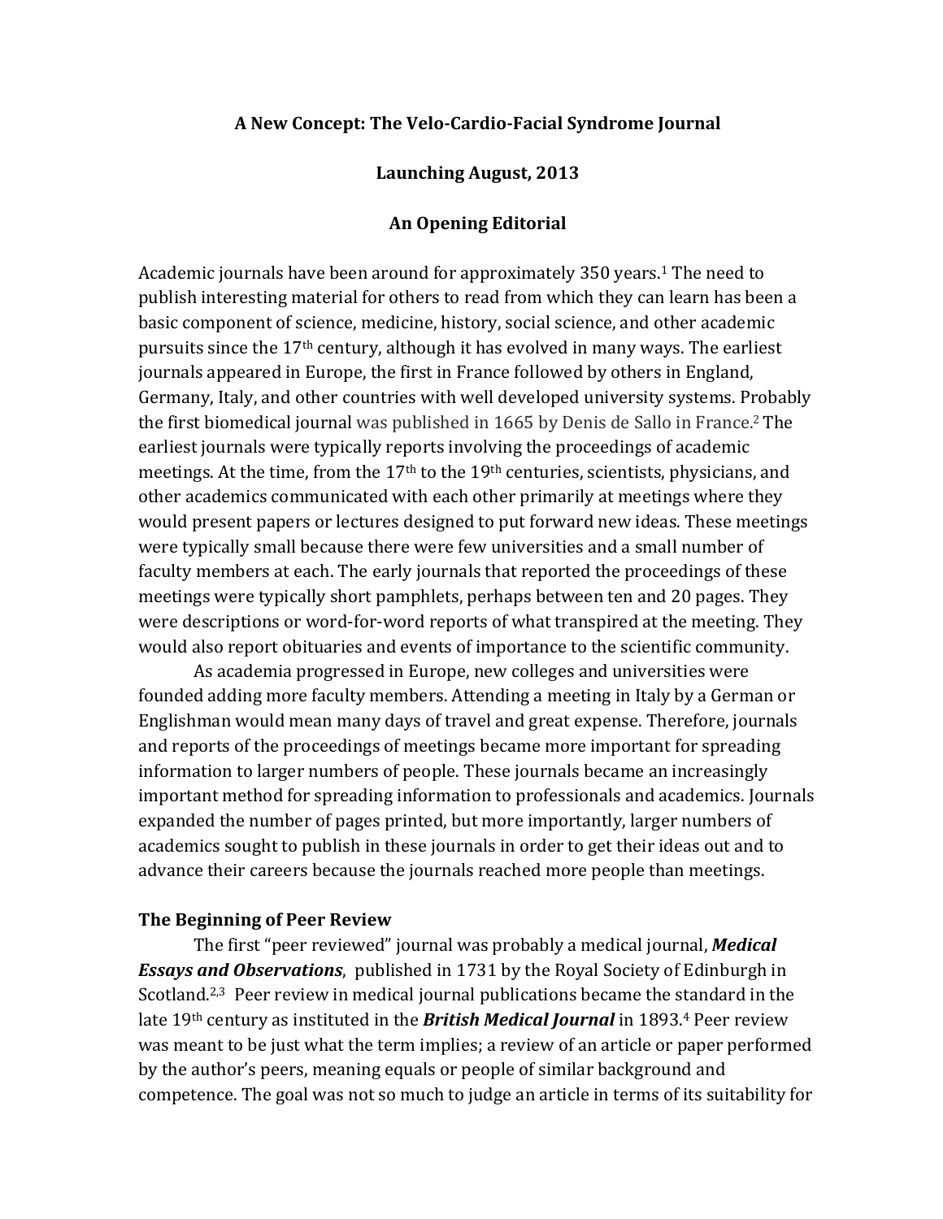# A New Concept: The Velo-Cardio-Facial Syndrome Journal

## Launching August, 2013

## An Opening Editorial

Academic journals have been around for approximately 350 years.[1] The need to publish interesting material for others to read from which they can learn has been a basic component of science, medicine, history, social science, and other academic pursuits since the 17th century, although it has evolved in many ways. The earliest journals appeared in Europe, the first in France followed by others in England, Germany, Italy, and other countries with well developed university systems. Probably the first biomedical journal was published in 1665 by Denis de Sallo in France.[2] The earliest journals were typically reports involving the proceedings of academic meetings. At the time, from the 17th to the 19th centuries, scientists, physicians, and other academics communicated with each other primarily at meetings where they would present papers or lectures designed to put forward new ideas. These meetings were typically small because there were few universities and a small number of faculty members at each. The early journals that reported the proceedings of these meetings were typically short pamphlets, perhaps between ten and 20 pages. They were descriptions or word-for-word reports of what transpired at the meeting. They would also report obituaries and events of importance to the scientific community.

As academia progressed in Europe, new colleges and universities were founded adding more faculty members. Attending a meeting in Italy by a German or Englishman would mean many days of travel and great expense. Therefore, journals and reports of the proceedings of meetings became more important for spreading information to larger numbers of people. These journals became an increasingly important method for spreading information to professionals and academics. Journals expanded the number of pages printed, but more importantly, larger numbers of academics sought to publish in these journals in order to get their ideas out and to advance their careers because the journals reached more people than meetings.

### The Beginning of Peer Review

The first "peer reviewed" journal was probably a medical journal, ***Medical Essays and Observations***, published in 1731 by the Royal Society of Edinburgh in Scotland.[2,3] Peer review in medical journal publications became the standard in the late 19th century as instituted in the ***British Medical Journal*** in 1893.[4] Peer review was meant to be just what the term implies; a review of an article or paper performed by the author's peers, meaning equals or people of similar background and competence. The goal was not so much to judge an article in terms of its suitability for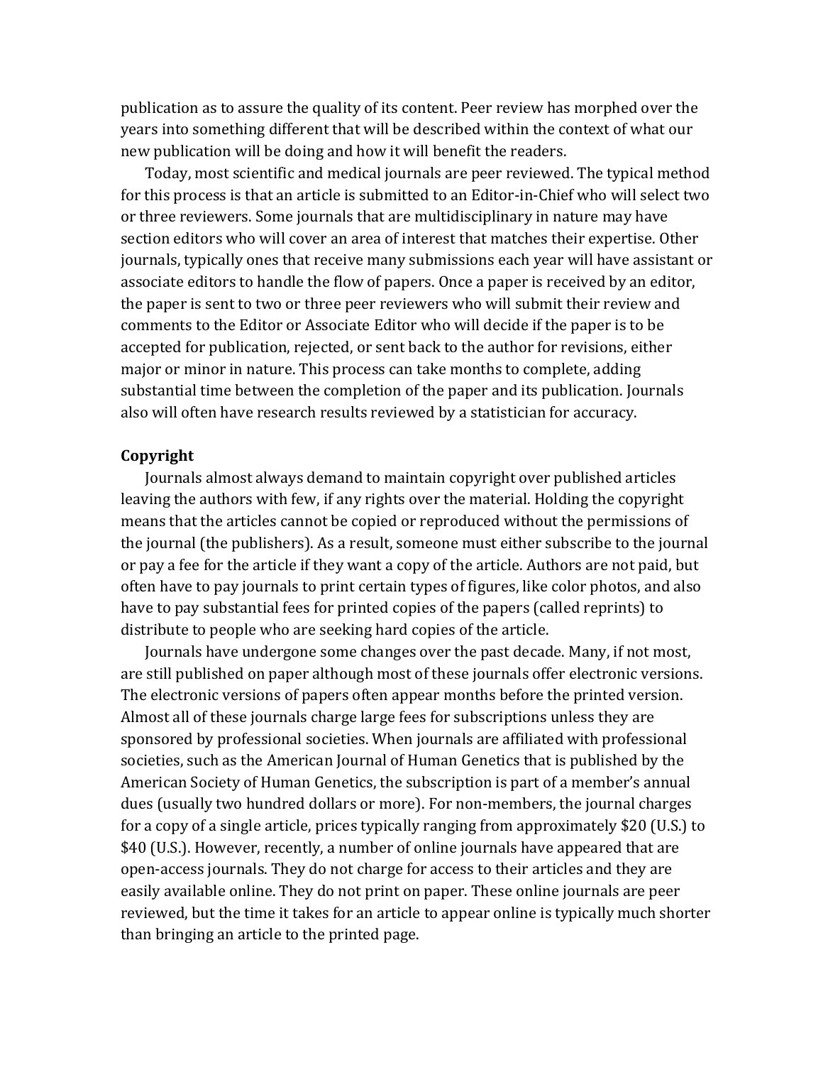publication as to assure the quality of its content. Peer review has morphed over the years into something different that will be described within the context of what our new publication will be doing and how it will benefit the readers.

Today, most scientific and medical journals are peer reviewed. The typical method for this process is that an article is submitted to an Editor-in-Chief who will select two or three reviewers. Some journals that are multidisciplinary in nature may have section editors who will cover an area of interest that matches their expertise. Other journals, typically ones that receive many submissions each year will have assistant or associate editors to handle the flow of papers. Once a paper is received by an editor, the paper is sent to two or three peer reviewers who will submit their review and comments to the Editor or Associate Editor who will decide if the paper is to be accepted for publication, rejected, or sent back to the author for revisions, either major or minor in nature. This process can take months to complete, adding substantial time between the completion of the paper and its publication. Journals also will often have research results reviewed by a statistician for accuracy.

**Copyright**

Journals almost always demand to maintain copyright over published articles leaving the authors with few, if any rights over the material. Holding the copyright means that the articles cannot be copied or reproduced without the permissions of the journal (the publishers). As a result, someone must either subscribe to the journal or pay a fee for the article if they want a copy of the article. Authors are not paid, but often have to pay journals to print certain types of figures, like color photos, and also have to pay substantial fees for printed copies of the papers (called reprints) to distribute to people who are seeking hard copies of the article.

Journals have undergone some changes over the past decade. Many, if not most, are still published on paper although most of these journals offer electronic versions. The electronic versions of papers often appear months before the printed version. Almost all of these journals charge large fees for subscriptions unless they are sponsored by professional societies. When journals are affiliated with professional societies, such as the American Journal of Human Genetics that is published by the American Society of Human Genetics, the subscription is part of a member's annual dues (usually two hundred dollars or more). For non-members, the journal charges for a copy of a single article, prices typically ranging from approximately $20 (U.S.) to $40 (U.S.). However, recently, a number of online journals have appeared that are open-access journals. They do not charge for access to their articles and they are easily available online. They do not print on paper. These online journals are peer reviewed, but the time it takes for an article to appear online is typically much shorter than bringing an article to the printed page.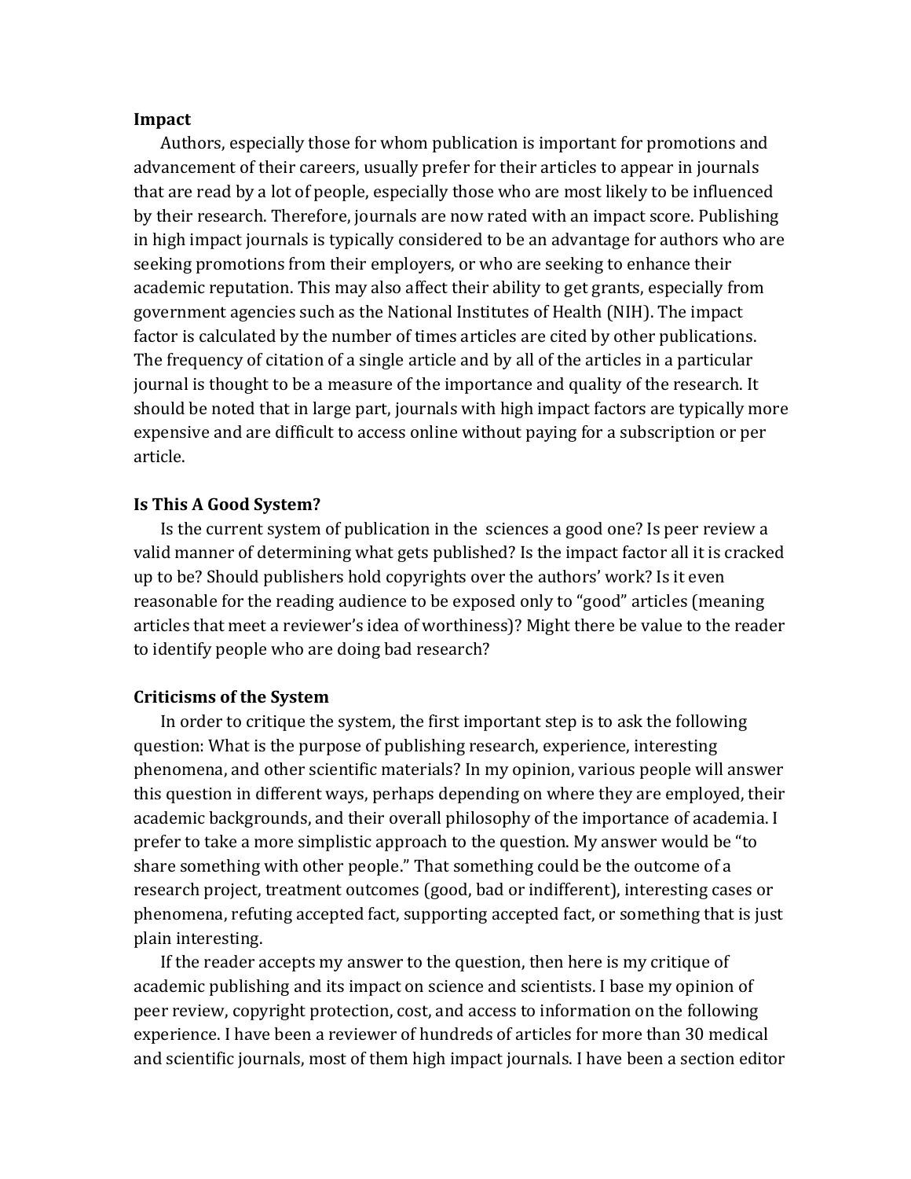**Impact**

Authors, especially those for whom publication is important for promotions and advancement of their careers, usually prefer for their articles to appear in journals that are read by a lot of people, especially those who are most likely to be influenced by their research. Therefore, journals are now rated with an impact score. Publishing in high impact journals is typically considered to be an advantage for authors who are seeking promotions from their employers, or who are seeking to enhance their academic reputation. This may also affect their ability to get grants, especially from government agencies such as the National Institutes of Health (NIH). The impact factor is calculated by the number of times articles are cited by other publications. The frequency of citation of a single article and by all of the articles in a particular journal is thought to be a measure of the importance and quality of the research. It should be noted that in large part, journals with high impact factors are typically more expensive and are difficult to access online without paying for a subscription or per article.

**Is This A Good System?**

Is the current system of publication in the sciences a good one? Is peer review a valid manner of determining what gets published? Is the impact factor all it is cracked up to be? Should publishers hold copyrights over the authors' work? Is it even reasonable for the reading audience to be exposed only to "good" articles (meaning articles that meet a reviewer's idea of worthiness)? Might there be value to the reader to identify people who are doing bad research?

**Criticisms of the System**

In order to critique the system, the first important step is to ask the following question: What is the purpose of publishing research, experience, interesting phenomena, and other scientific materials? In my opinion, various people will answer this question in different ways, perhaps depending on where they are employed, their academic backgrounds, and their overall philosophy of the importance of academia. I prefer to take a more simplistic approach to the question. My answer would be "to share something with other people." That something could be the outcome of a research project, treatment outcomes (good, bad or indifferent), interesting cases or phenomena, refuting accepted fact, supporting accepted fact, or something that is just plain interesting.

If the reader accepts my answer to the question, then here is my critique of academic publishing and its impact on science and scientists. I base my opinion of peer review, copyright protection, cost, and access to information on the following experience. I have been a reviewer of hundreds of articles for more than 30 medical and scientific journals, most of them high impact journals. I have been a section editor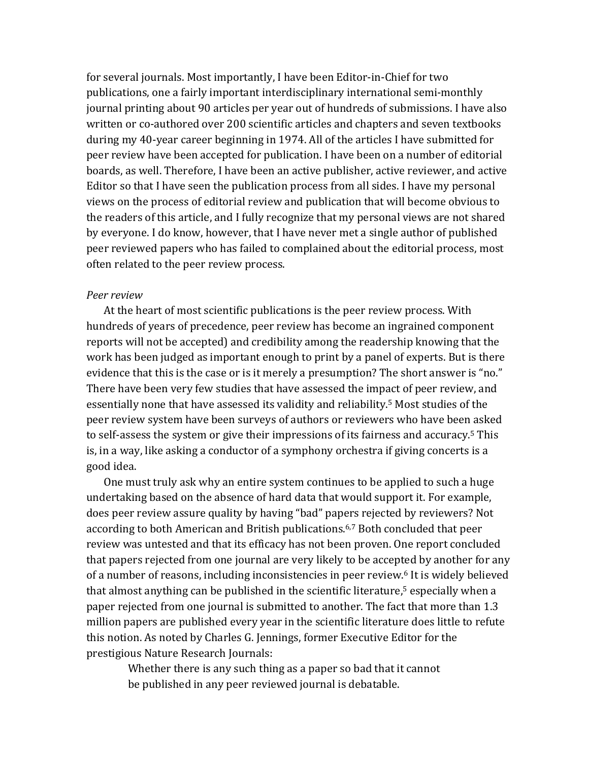for several journals. Most importantly, I have been Editor-in-Chief for two publications, one a fairly important interdisciplinary international semi-monthly journal printing about 90 articles per year out of hundreds of submissions. I have also written or co-authored over 200 scientific articles and chapters and seven textbooks during my 40-year career beginning in 1974. All of the articles I have submitted for peer review have been accepted for publication. I have been on a number of editorial boards, as well. Therefore, I have been an active publisher, active reviewer, and active Editor so that I have seen the publication process from all sides. I have my personal views on the process of editorial review and publication that will become obvious to the readers of this article, and I fully recognize that my personal views are not shared by everyone. I do know, however, that I have never met a single author of published peer reviewed papers who has failed to complained about the editorial process, most often related to the peer review process.

*Peer review*

At the heart of most scientific publications is the peer review process. With hundreds of years of precedence, peer review has become an ingrained component reports will not be accepted) and credibility among the readership knowing that the work has been judged as important enough to print by a panel of experts. But is there evidence that this is the case or is it merely a presumption? The short answer is "no." There have been very few studies that have assessed the impact of peer review, and essentially none that have assessed its validity and reliability.[5] Most studies of the peer review system have been surveys of authors or reviewers who have been asked to self-assess the system or give their impressions of its fairness and accuracy.[5] This is, in a way, like asking a conductor of a symphony orchestra if giving concerts is a good idea.

One must truly ask why an entire system continues to be applied to such a huge undertaking based on the absence of hard data that would support it. For example, does peer review assure quality by having "bad" papers rejected by reviewers? Not according to both American and British publications.[6,7] Both concluded that peer review was untested and that its efficacy has not been proven. One report concluded that papers rejected from one journal are very likely to be accepted by another for any of a number of reasons, including inconsistencies in peer review.[6] It is widely believed that almost anything can be published in the scientific literature,[5] especially when a paper rejected from one journal is submitted to another. The fact that more than 1.3 million papers are published every year in the scientific literature does little to refute this notion. As noted by Charles G. Jennings, former Executive Editor for the prestigious Nature Research Journals:

> Whether there is any such thing as a paper so bad that it cannot be published in any peer reviewed journal is debatable.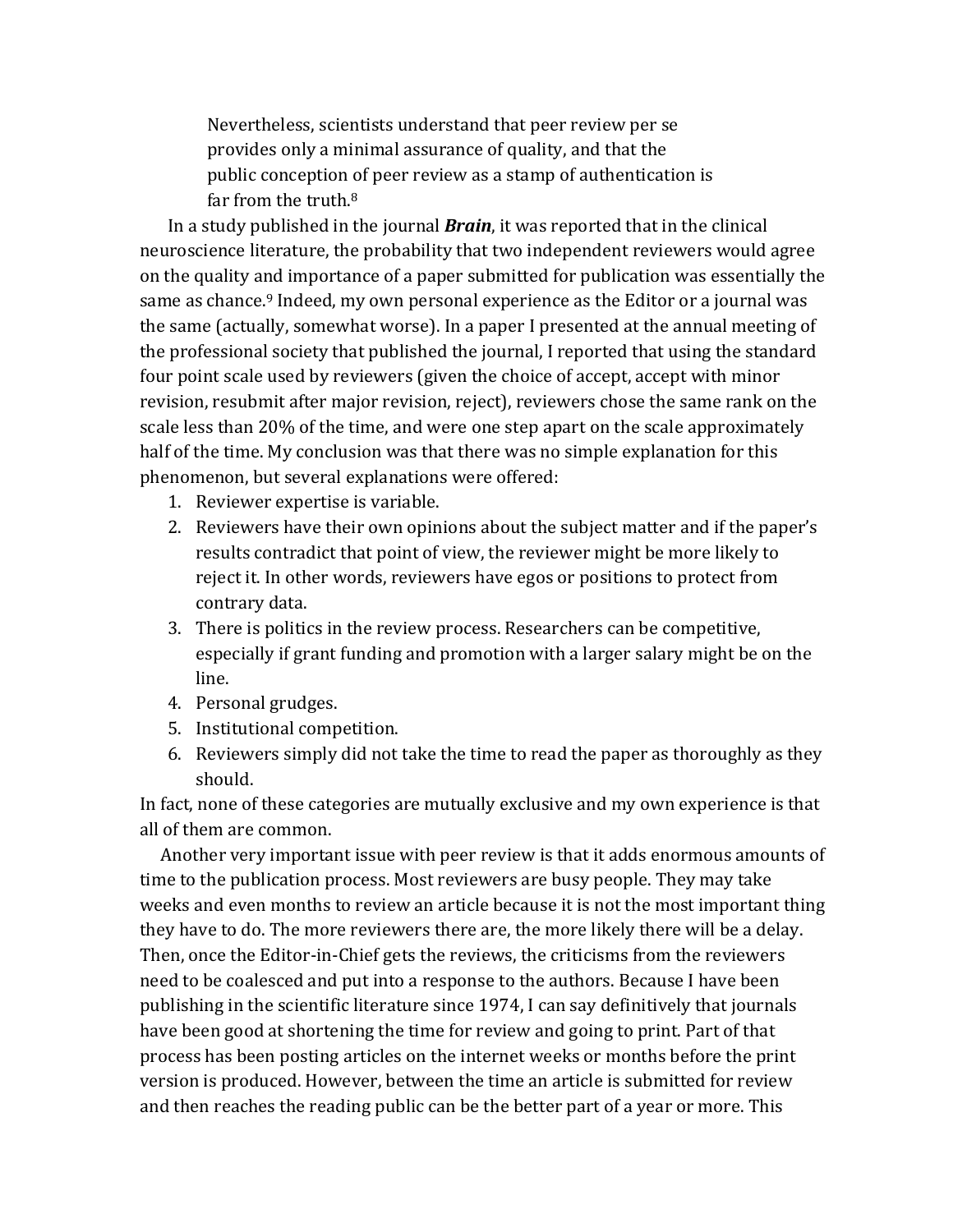> Nevertheless, scientists understand that peer review per se provides only a minimal assurance of quality, and that the public conception of peer review as a stamp of authentication is far from the truth.[8]

In a study published in the journal ***Brain***, it was reported that in the clinical neuroscience literature, the probability that two independent reviewers would agree on the quality and importance of a paper submitted for publication was essentially the same as chance.[9] Indeed, my own personal experience as the Editor or a journal was the same (actually, somewhat worse). In a paper I presented at the annual meeting of the professional society that published the journal, I reported that using the standard four point scale used by reviewers (given the choice of accept, accept with minor revision, resubmit after major revision, reject), reviewers chose the same rank on the scale less than 20% of the time, and were one step apart on the scale approximately half of the time. My conclusion was that there was no simple explanation for this phenomenon, but several explanations were offered:

1. Reviewer expertise is variable.
2. Reviewers have their own opinions about the subject matter and if the paper's results contradict that point of view, the reviewer might be more likely to reject it. In other words, reviewers have egos or positions to protect from contrary data.
3. There is politics in the review process. Researchers can be competitive, especially if grant funding and promotion with a larger salary might be on the line.
4. Personal grudges.
5. Institutional competition.
6. Reviewers simply did not take the time to read the paper as thoroughly as they should.

In fact, none of these categories are mutually exclusive and my own experience is that all of them are common.

Another very important issue with peer review is that it adds enormous amounts of time to the publication process. Most reviewers are busy people. They may take weeks and even months to review an article because it is not the most important thing they have to do. The more reviewers there are, the more likely there will be a delay. Then, once the Editor-in-Chief gets the reviews, the criticisms from the reviewers need to be coalesced and put into a response to the authors. Because I have been publishing in the scientific literature since 1974, I can say definitively that journals have been good at shortening the time for review and going to print. Part of that process has been posting articles on the internet weeks or months before the print version is produced. However, between the time an article is submitted for review and then reaches the reading public can be the better part of a year or more. This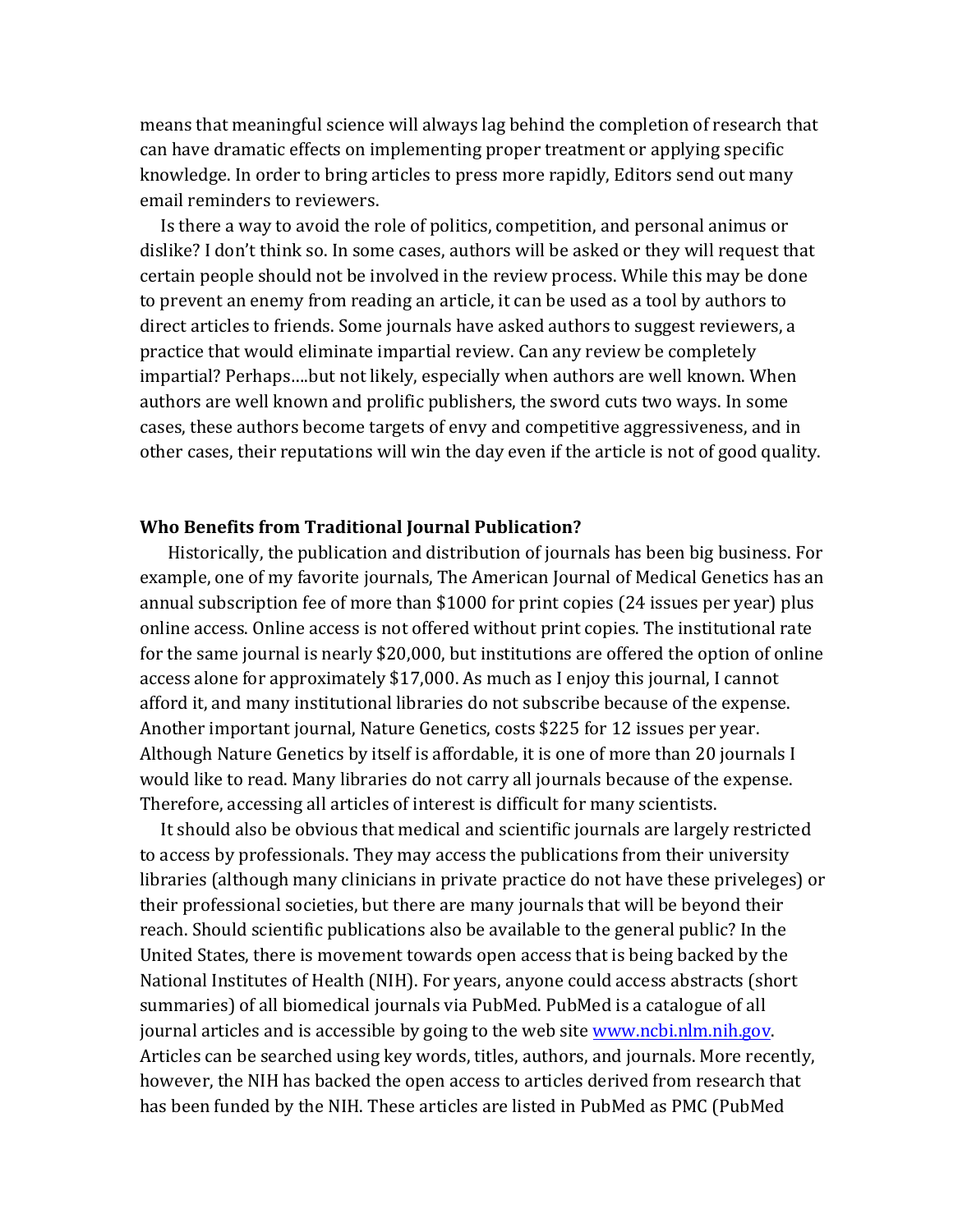means that meaningful science will always lag behind the completion of research that can have dramatic effects on implementing proper treatment or applying specific knowledge. In order to bring articles to press more rapidly, Editors send out many email reminders to reviewers.

Is there a way to avoid the role of politics, competition, and personal animus or dislike? I don't think so. In some cases, authors will be asked or they will request that certain people should not be involved in the review process. While this may be done to prevent an enemy from reading an article, it can be used as a tool by authors to direct articles to friends. Some journals have asked authors to suggest reviewers, a practice that would eliminate impartial review. Can any review be completely impartial? Perhaps….but not likely, especially when authors are well known. When authors are well known and prolific publishers, the sword cuts two ways. In some cases, these authors become targets of envy and competitive aggressiveness, and in other cases, their reputations will win the day even if the article is not of good quality.

## Who Benefits from Traditional Journal Publication?

Historically, the publication and distribution of journals has been big business. For example, one of my favorite journals, The American Journal of Medical Genetics has an annual subscription fee of more than $1000 for print copies (24 issues per year) plus online access. Online access is not offered without print copies. The institutional rate for the same journal is nearly $20,000, but institutions are offered the option of online access alone for approximately $17,000. As much as I enjoy this journal, I cannot afford it, and many institutional libraries do not subscribe because of the expense. Another important journal, Nature Genetics, costs $225 for 12 issues per year. Although Nature Genetics by itself is affordable, it is one of more than 20 journals I would like to read. Many libraries do not carry all journals because of the expense. Therefore, accessing all articles of interest is difficult for many scientists.

It should also be obvious that medical and scientific journals are largely restricted to access by professionals. They may access the publications from their university libraries (although many clinicians in private practice do not have these priveleges) or their professional societies, but there are many journals that will be beyond their reach. Should scientific publications also be available to the general public? In the United States, there is movement towards open access that is being backed by the National Institutes of Health (NIH). For years, anyone could access abstracts (short summaries) of all biomedical journals via PubMed. PubMed is a catalogue of all journal articles and is accessible by going to the web site [www.ncbi.nlm.nih.gov](www.ncbi.nlm.nih.gov). Articles can be searched using key words, titles, authors, and journals. More recently, however, the NIH has backed the open access to articles derived from research that has been funded by the NIH. These articles are listed in PubMed as PMC (PubMed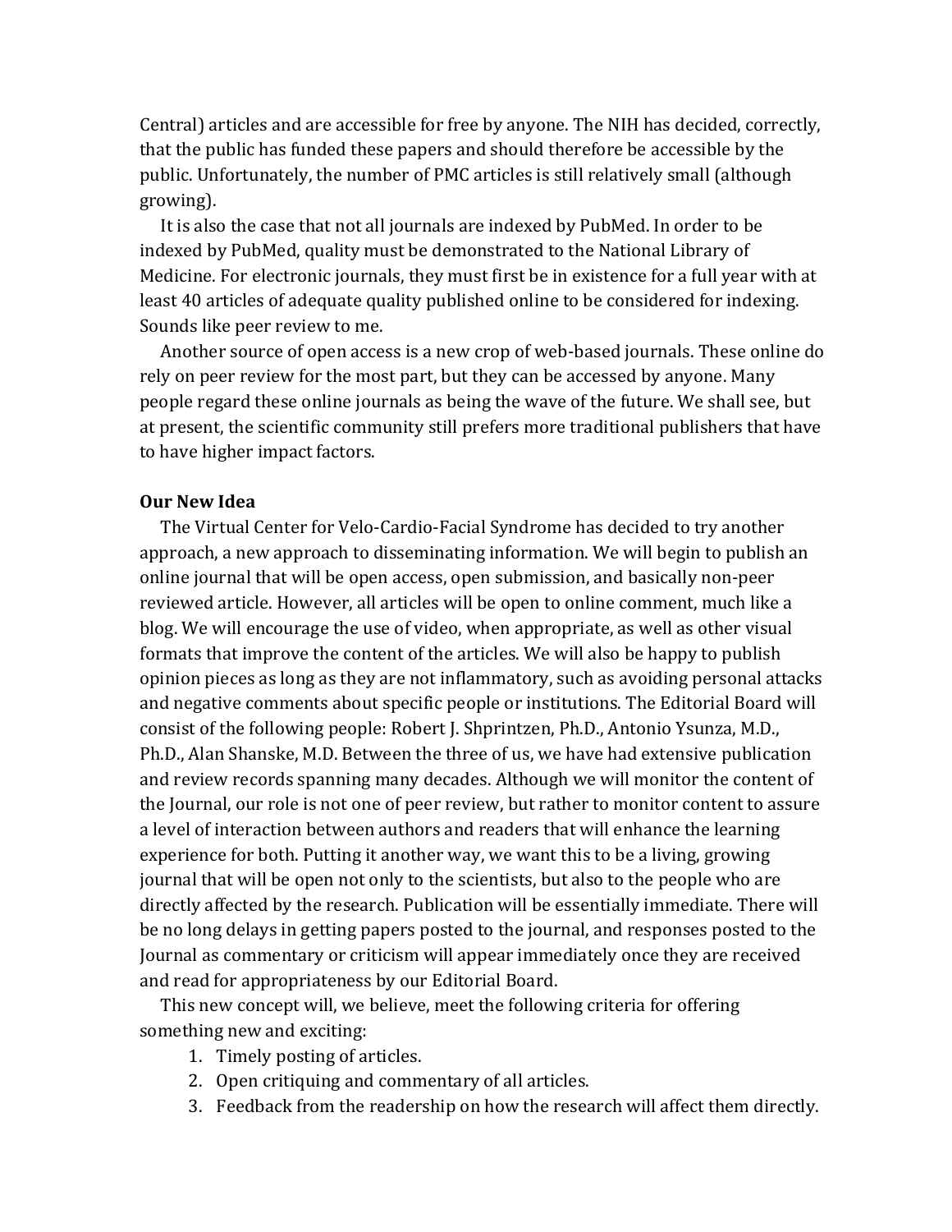Central) articles and are accessible for free by anyone. The NIH has decided, correctly, that the public has funded these papers and should therefore be accessible by the public. Unfortunately, the number of PMC articles is still relatively small (although growing).

It is also the case that not all journals are indexed by PubMed. In order to be indexed by PubMed, quality must be demonstrated to the National Library of Medicine. For electronic journals, they must first be in existence for a full year with at least 40 articles of adequate quality published online to be considered for indexing. Sounds like peer review to me.

Another source of open access is a new crop of web-based journals. These online do rely on peer review for the most part, but they can be accessed by anyone. Many people regard these online journals as being the wave of the future. We shall see, but at present, the scientific community still prefers more traditional publishers that have to have higher impact factors.

**Our New Idea**

The Virtual Center for Velo-Cardio-Facial Syndrome has decided to try another approach, a new approach to disseminating information. We will begin to publish an online journal that will be open access, open submission, and basically non-peer reviewed article. However, all articles will be open to online comment, much like a blog. We will encourage the use of video, when appropriate, as well as other visual formats that improve the content of the articles. We will also be happy to publish opinion pieces as long as they are not inflammatory, such as avoiding personal attacks and negative comments about specific people or institutions. The Editorial Board will consist of the following people: Robert J. Shprintzen, Ph.D., Antonio Ysunza, M.D., Ph.D., Alan Shanske, M.D. Between the three of us, we have had extensive publication and review records spanning many decades. Although we will monitor the content of the Journal, our role is not one of peer review, but rather to monitor content to assure a level of interaction between authors and readers that will enhance the learning experience for both. Putting it another way, we want this to be a living, growing journal that will be open not only to the scientists, but also to the people who are directly affected by the research. Publication will be essentially immediate. There will be no long delays in getting papers posted to the journal, and responses posted to the Journal as commentary or criticism will appear immediately once they are received and read for appropriateness by our Editorial Board.

This new concept will, we believe, meet the following criteria for offering something new and exciting:

1. Timely posting of articles.
2. Open critiquing and commentary of all articles.
3. Feedback from the readership on how the research will affect them directly.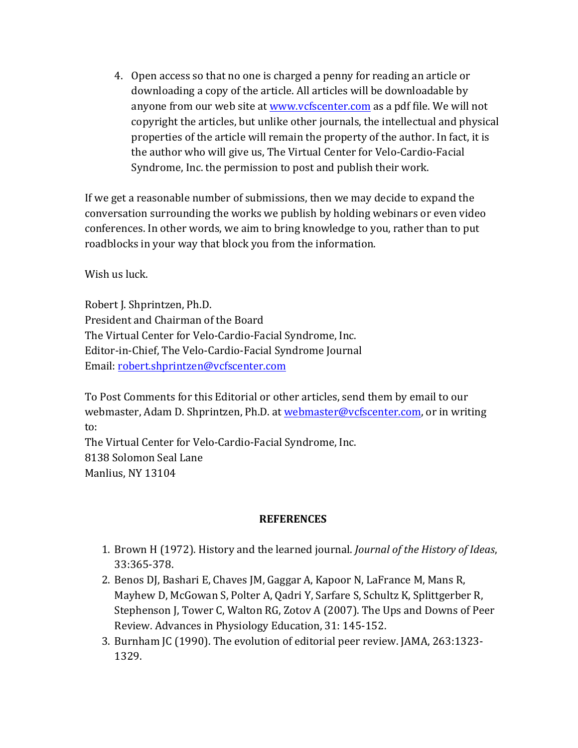4. Open access so that no one is charged a penny for reading an article or downloading a copy of the article. All articles will be downloadable by anyone from our web site at [www.vcfscenter.com](http://www.vcfscenter.com) as a pdf file. We will not copyright the articles, but unlike other journals, the intellectual and physical properties of the article will remain the property of the author. In fact, it is the author who will give us, The Virtual Center for Velo-Cardio-Facial Syndrome, Inc. the permission to post and publish their work.

If we get a reasonable number of submissions, then we may decide to expand the conversation surrounding the works we publish by holding webinars or even video conferences. In other words, we aim to bring knowledge to you, rather than to put roadblocks in your way that block you from the information.

Wish us luck.

Robert J. Shprintzen, Ph.D.
President and Chairman of the Board
The Virtual Center for Velo-Cardio-Facial Syndrome, Inc.
Editor-in-Chief, The Velo-Cardio-Facial Syndrome Journal
Email: [robert.shprintzen@vcfscenter.com](mailto:robert.shprintzen@vcfscenter.com)

To Post Comments for this Editorial or other articles, send them by email to our webmaster, Adam D. Shprintzen, Ph.D. at [webmaster@vcfscenter.com](mailto:webmaster@vcfscenter.com), or in writing to:
The Virtual Center for Velo-Cardio-Facial Syndrome, Inc.
8138 Solomon Seal Lane
Manlius, NY 13104

## REFERENCES

1. Brown H (1972). History and the learned journal. *Journal of the History of Ideas*, 33:365-378.
2. Benos DJ, Bashari E, Chaves JM, Gaggar A, Kapoor N, LaFrance M, Mans R, Mayhew D, McGowan S, Polter A, Qadri Y, Sarfare S, Schultz K, Splittgerber R, Stephenson J, Tower C, Walton RG, Zotov A (2007). The Ups and Downs of Peer Review. Advances in Physiology Education, 31: 145-152.
3. Burnham JC (1990). The evolution of editorial peer review. JAMA, 263:1323-1329.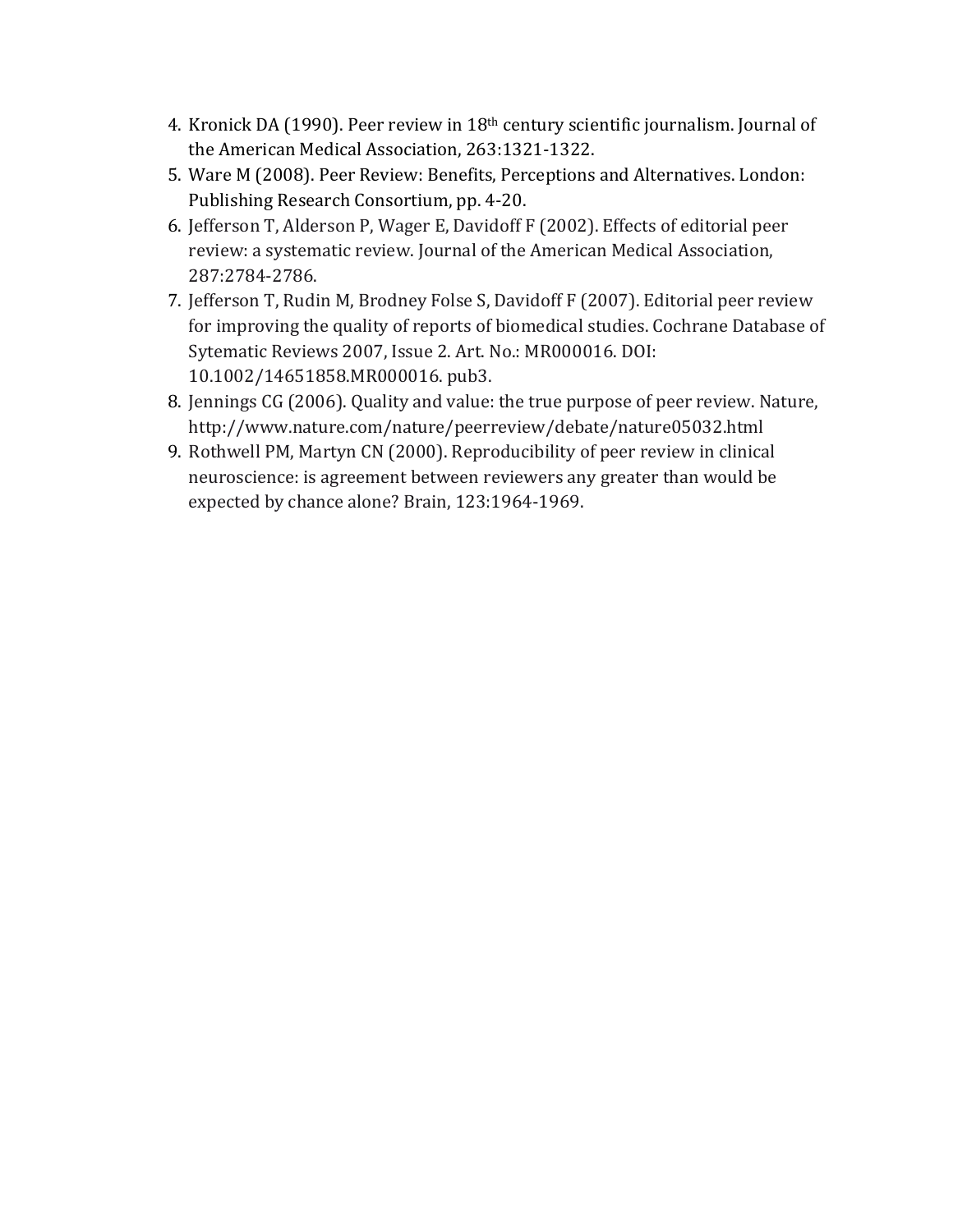4. Kronick DA (1990). Peer review in 18th century scientific journalism. Journal of the American Medical Association, 263:1321-1322.
5. Ware M (2008). Peer Review: Benefits, Perceptions and Alternatives. London: Publishing Research Consortium, pp. 4-20.
6. Jefferson T, Alderson P, Wager E, Davidoff F (2002). Effects of editorial peer review: a systematic review. Journal of the American Medical Association, 287:2784-2786.
7. Jefferson T, Rudin M, Brodney Folse S, Davidoff F (2007). Editorial peer review for improving the quality of reports of biomedical studies. Cochrane Database of Sytematic Reviews 2007, Issue 2. Art. No.: MR000016. DOI: 10.1002/14651858.MR000016. pub3.
8. Jennings CG (2006). Quality and value: the true purpose of peer review. Nature, http://www.nature.com/nature/peerreview/debate/nature05032.html
9. Rothwell PM, Martyn CN (2000). Reproducibility of peer review in clinical neuroscience: is agreement between reviewers any greater than would be expected by chance alone? Brain, 123:1964-1969.